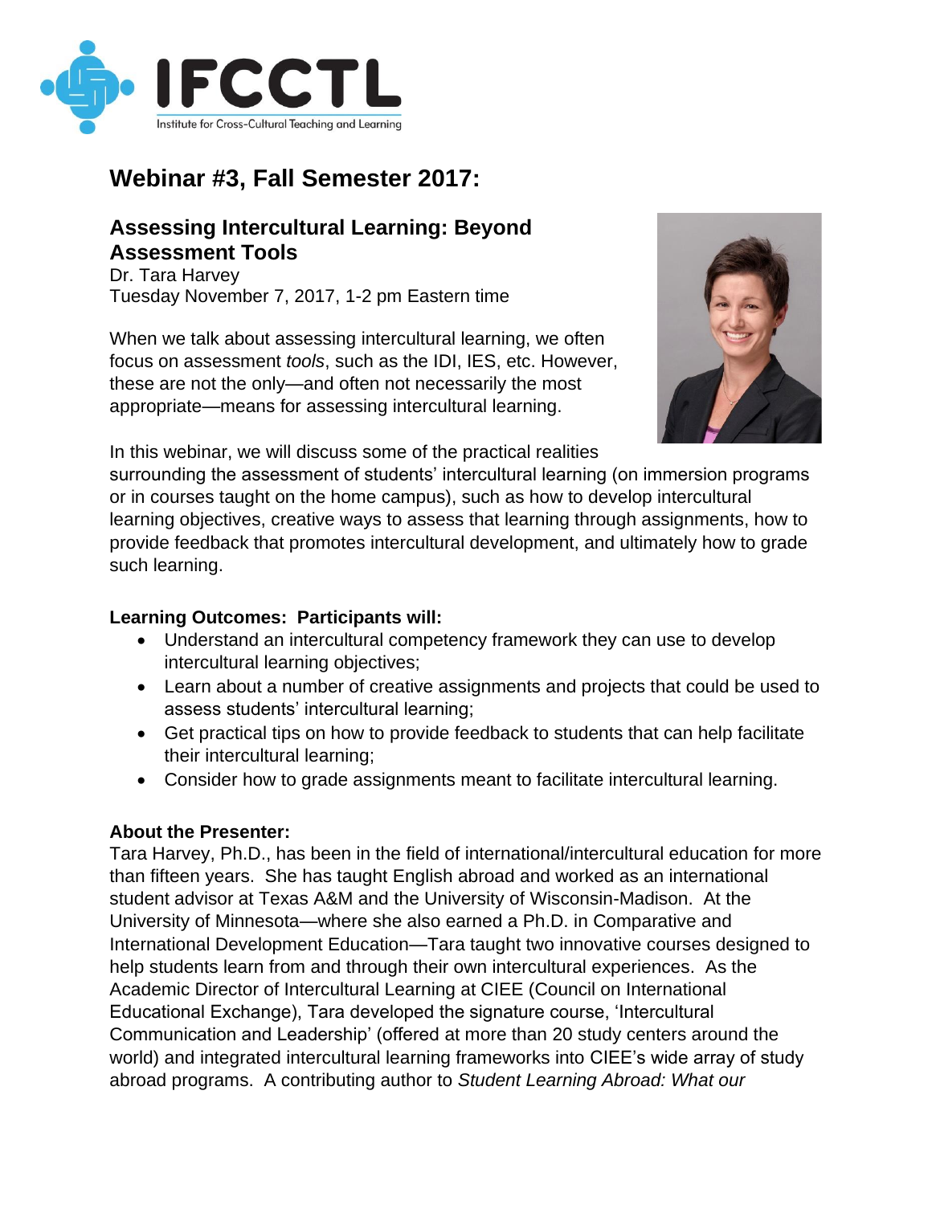IFCCTL

Institute for Cross-Cultural Teaching and Learning

# Webinar #3, Fall Semester 2017:

## Assessing Intercultural Learning: Beyond Assessment Tools

Dr. Tara Harvey
Tuesday November 7, 2017, 1-2 pm Eastern time

When we talk about assessing intercultural learning, we often focus on assessment *tools*, such as the IDI, IES, etc. However, these are not the only—and often not necessarily the most appropriate—means for assessing intercultural learning.

In this webinar, we will discuss some of the practical realities surrounding the assessment of students' intercultural learning (on immersion programs or in courses taught on the home campus), such as how to develop intercultural learning objectives, creative ways to assess that learning through assignments, how to provide feedback that promotes intercultural development, and ultimately how to grade such learning.

**Learning Outcomes: Participants will:**

- Understand an intercultural competency framework they can use to develop intercultural learning objectives;
- Learn about a number of creative assignments and projects that could be used to assess students' intercultural learning;
- Get practical tips on how to provide feedback to students that can help facilitate their intercultural learning;
- Consider how to grade assignments meant to facilitate intercultural learning.

**About the Presenter:**

Tara Harvey, Ph.D., has been in the field of international/intercultural education for more than fifteen years. She has taught English abroad and worked as an international student advisor at Texas A&M and the University of Wisconsin-Madison. At the University of Minnesota—where she also earned a Ph.D. in Comparative and International Development Education—Tara taught two innovative courses designed to help students learn from and through their own intercultural experiences. As the Academic Director of Intercultural Learning at CIEE (Council on International Educational Exchange), Tara developed the signature course, 'Intercultural Communication and Leadership' (offered at more than 20 study centers around the world) and integrated intercultural learning frameworks into CIEE's wide array of study abroad programs. A contributing author to *Student Learning Abroad: What our*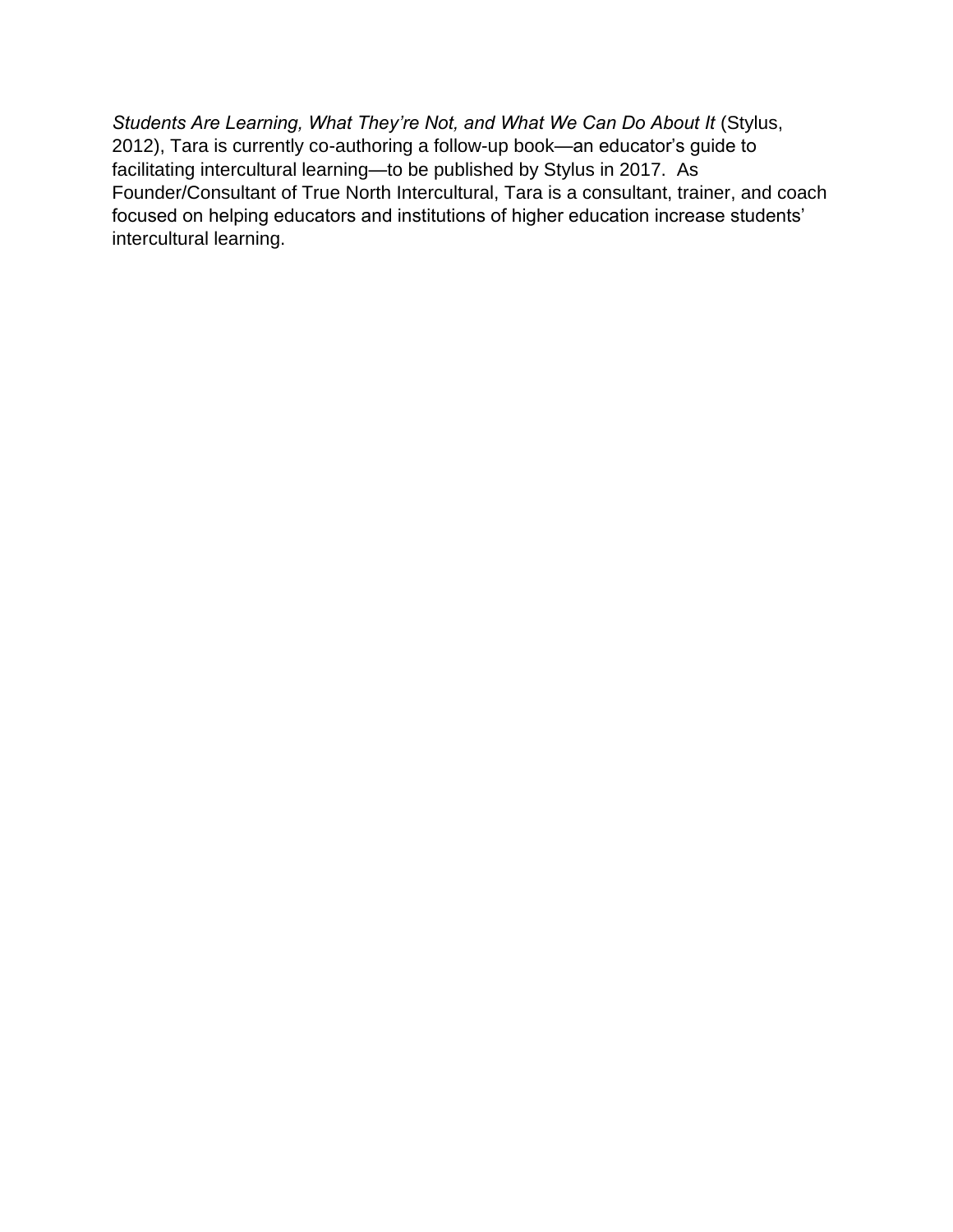*Students Are Learning, What They're Not, and What We Can Do About It* (Stylus, 2012), Tara is currently co-authoring a follow-up book—an educator's guide to facilitating intercultural learning—to be published by Stylus in 2017. As Founder/Consultant of True North Intercultural, Tara is a consultant, trainer, and coach focused on helping educators and institutions of higher education increase students' intercultural learning.